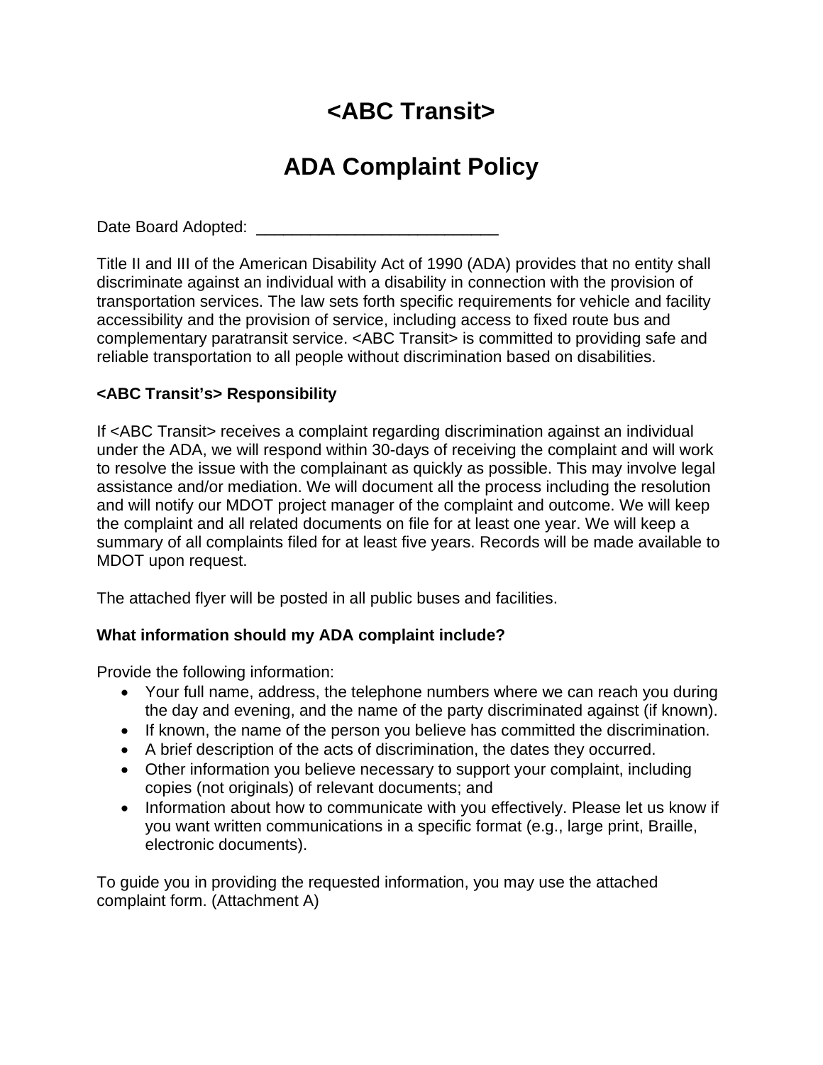# <ABC Transit>

# ADA Complaint Policy

Date Board Adopted: ___________________________

Title II and III of the American Disability Act of 1990 (ADA) provides that no entity shall discriminate against an individual with a disability in connection with the provision of transportation services. The law sets forth specific requirements for vehicle and facility accessibility and the provision of service, including access to fixed route bus and complementary paratransit service. <ABC Transit> is committed to providing safe and reliable transportation to all people without discrimination based on disabilities.

### <ABC Transit's> Responsibility

If <ABC Transit> receives a complaint regarding discrimination against an individual under the ADA, we will respond within 30-days of receiving the complaint and will work to resolve the issue with the complainant as quickly as possible. This may involve legal assistance and/or mediation. We will document all the process including the resolution and will notify our MDOT project manager of the complaint and outcome. We will keep the complaint and all related documents on file for at least one year. We will keep a summary of all complaints filed for at least five years. Records will be made available to MDOT upon request.

The attached flyer will be posted in all public buses and facilities.

### What information should my ADA complaint include?

Provide the following information:

- Your full name, address, the telephone numbers where we can reach you during the day and evening, and the name of the party discriminated against (if known).
- If known, the name of the person you believe has committed the discrimination.
- A brief description of the acts of discrimination, the dates they occurred.
- Other information you believe necessary to support your complaint, including copies (not originals) of relevant documents; and
- Information about how to communicate with you effectively. Please let us know if you want written communications in a specific format (e.g., large print, Braille, electronic documents).

To guide you in providing the requested information, you may use the attached complaint form. (Attachment A)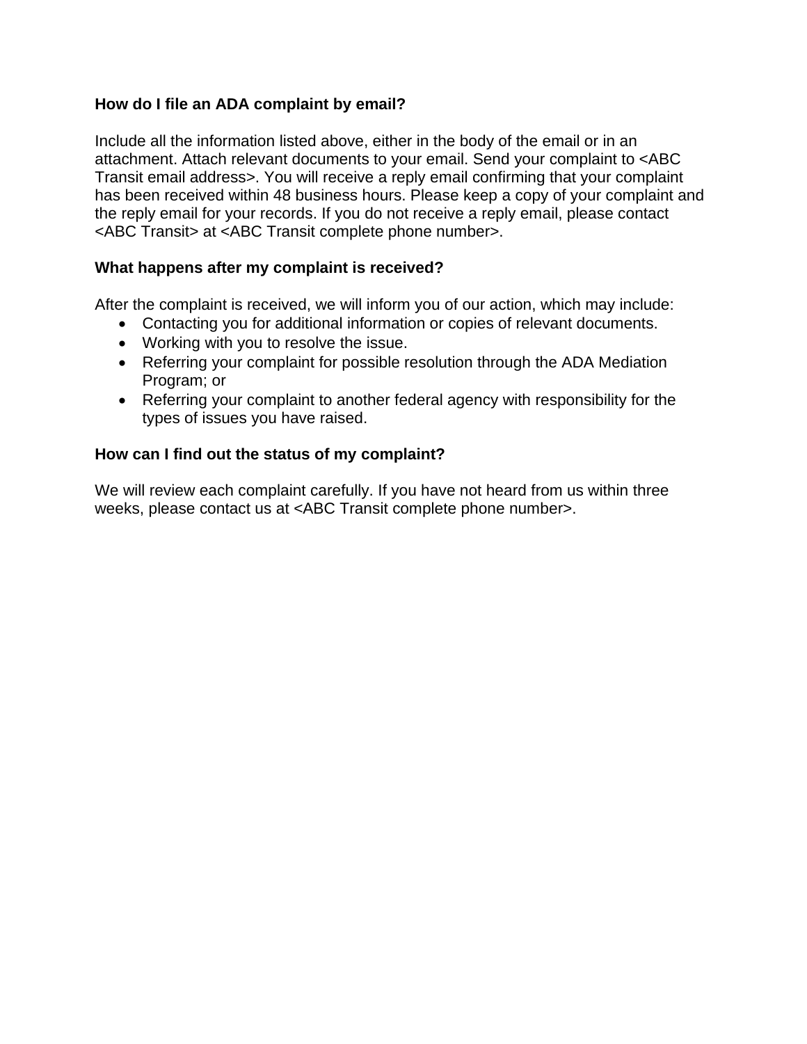**How do I file an ADA complaint by email?**

Include all the information listed above, either in the body of the email or in an attachment. Attach relevant documents to your email. Send your complaint to <ABC Transit email address>. You will receive a reply email confirming that your complaint has been received within 48 business hours. Please keep a copy of your complaint and the reply email for your records. If you do not receive a reply email, please contact <ABC Transit> at <ABC Transit complete phone number>.

**What happens after my complaint is received?**

After the complaint is received, we will inform you of our action, which may include:

- Contacting you for additional information or copies of relevant documents.
- Working with you to resolve the issue.
- Referring your complaint for possible resolution through the ADA Mediation Program; or
- Referring your complaint to another federal agency with responsibility for the types of issues you have raised.

**How can I find out the status of my complaint?**

We will review each complaint carefully. If you have not heard from us within three weeks, please contact us at <ABC Transit complete phone number>.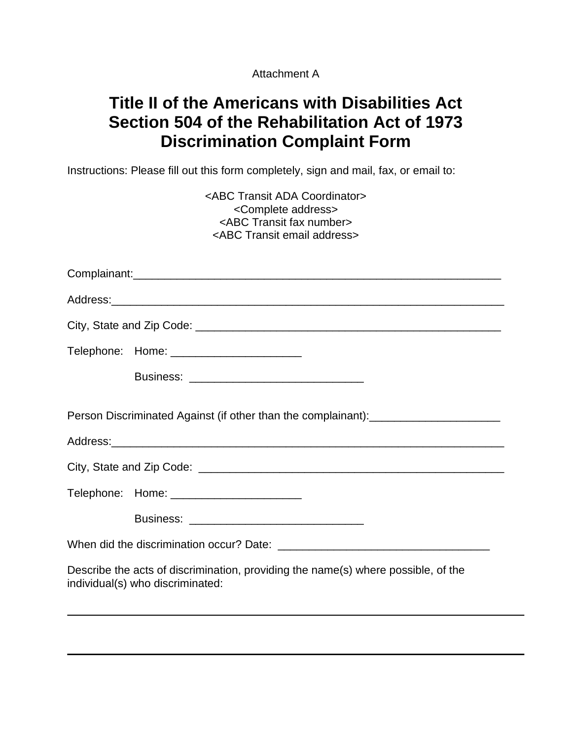Attachment A

# Title II of the Americans with Disabilities Act
# Section 504 of the Rehabilitation Act of 1973
# Discrimination Complaint Form

Instructions: Please fill out this form completely, sign and mail, fax, or email to:

<ABC Transit ADA Coordinator>
<Complete address>
<ABC Transit fax number>
<ABC Transit email address>

Complainant:_____________________________________________________________

Address:________________________________________________________________

City, State and Zip Code: __________________________________________________

Telephone: Home: _____________________

Business: ____________________________

Person Discriminated Against (if other than the complainant):_____________________

Address:________________________________________________________________

City, State and Zip Code: __________________________________________________

Telephone: Home: _____________________

Business: ____________________________

When did the discrimination occur? Date: __________________________________

Describe the acts of discrimination, providing the name(s) where possible, of the individual(s) who discriminated:

______________________________________________________________________

______________________________________________________________________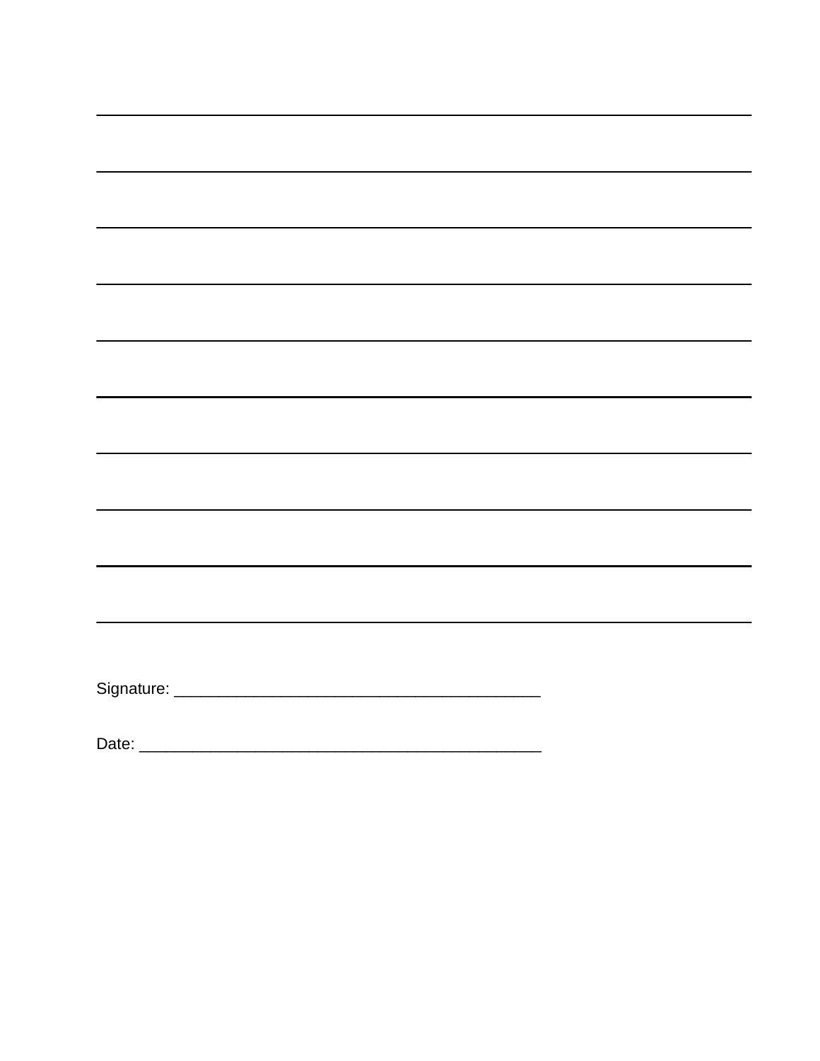Signature: _________________________________________

Date: _____________________________________________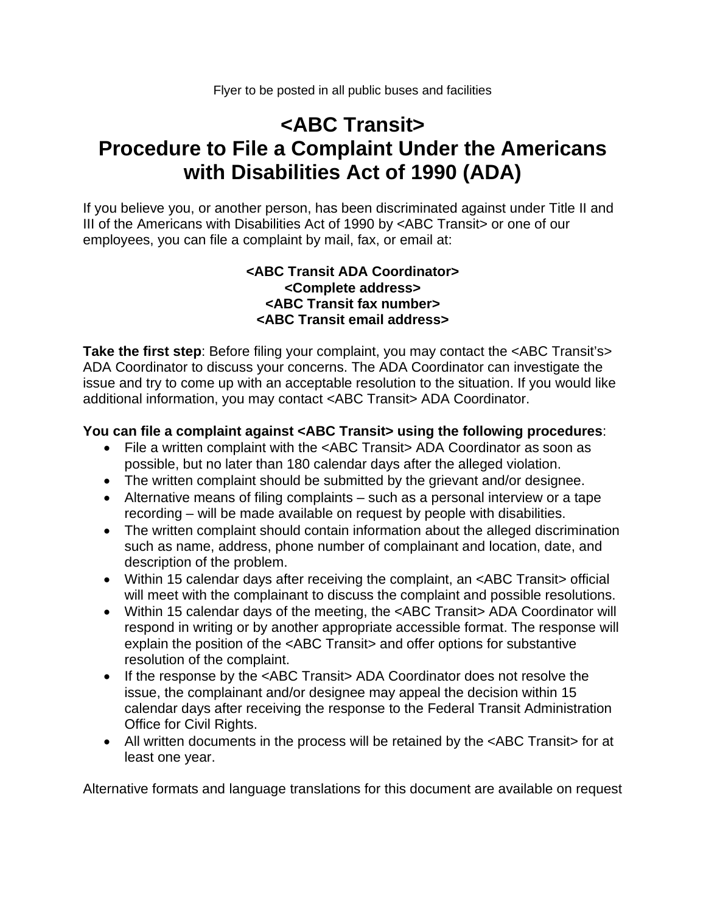Flyer to be posted in all public buses and facilities

# <ABC Transit>
# Procedure to File a Complaint Under the Americans with Disabilities Act of 1990 (ADA)

If you believe you, or another person, has been discriminated against under Title II and III of the Americans with Disabilities Act of 1990 by <ABC Transit> or one of our employees, you can file a complaint by mail, fax, or email at:

**<ABC Transit ADA Coordinator>**
**<Complete address>**
**<ABC Transit fax number>**
**<ABC Transit email address>**

**Take the first step**: Before filing your complaint, you may contact the <ABC Transit's> ADA Coordinator to discuss your concerns. The ADA Coordinator can investigate the issue and try to come up with an acceptable resolution to the situation. If you would like additional information, you may contact <ABC Transit> ADA Coordinator.

**You can file a complaint against <ABC Transit> using the following procedures**:

- File a written complaint with the <ABC Transit> ADA Coordinator as soon as possible, but no later than 180 calendar days after the alleged violation.
- The written complaint should be submitted by the grievant and/or designee.
- Alternative means of filing complaints – such as a personal interview or a tape recording – will be made available on request by people with disabilities.
- The written complaint should contain information about the alleged discrimination such as name, address, phone number of complainant and location, date, and description of the problem.
- Within 15 calendar days after receiving the complaint, an <ABC Transit> official will meet with the complainant to discuss the complaint and possible resolutions.
- Within 15 calendar days of the meeting, the <ABC Transit> ADA Coordinator will respond in writing or by another appropriate accessible format. The response will explain the position of the <ABC Transit> and offer options for substantive resolution of the complaint.
- If the response by the <ABC Transit> ADA Coordinator does not resolve the issue, the complainant and/or designee may appeal the decision within 15 calendar days after receiving the response to the Federal Transit Administration Office for Civil Rights.
- All written documents in the process will be retained by the <ABC Transit> for at least one year.

Alternative formats and language translations for this document are available on request